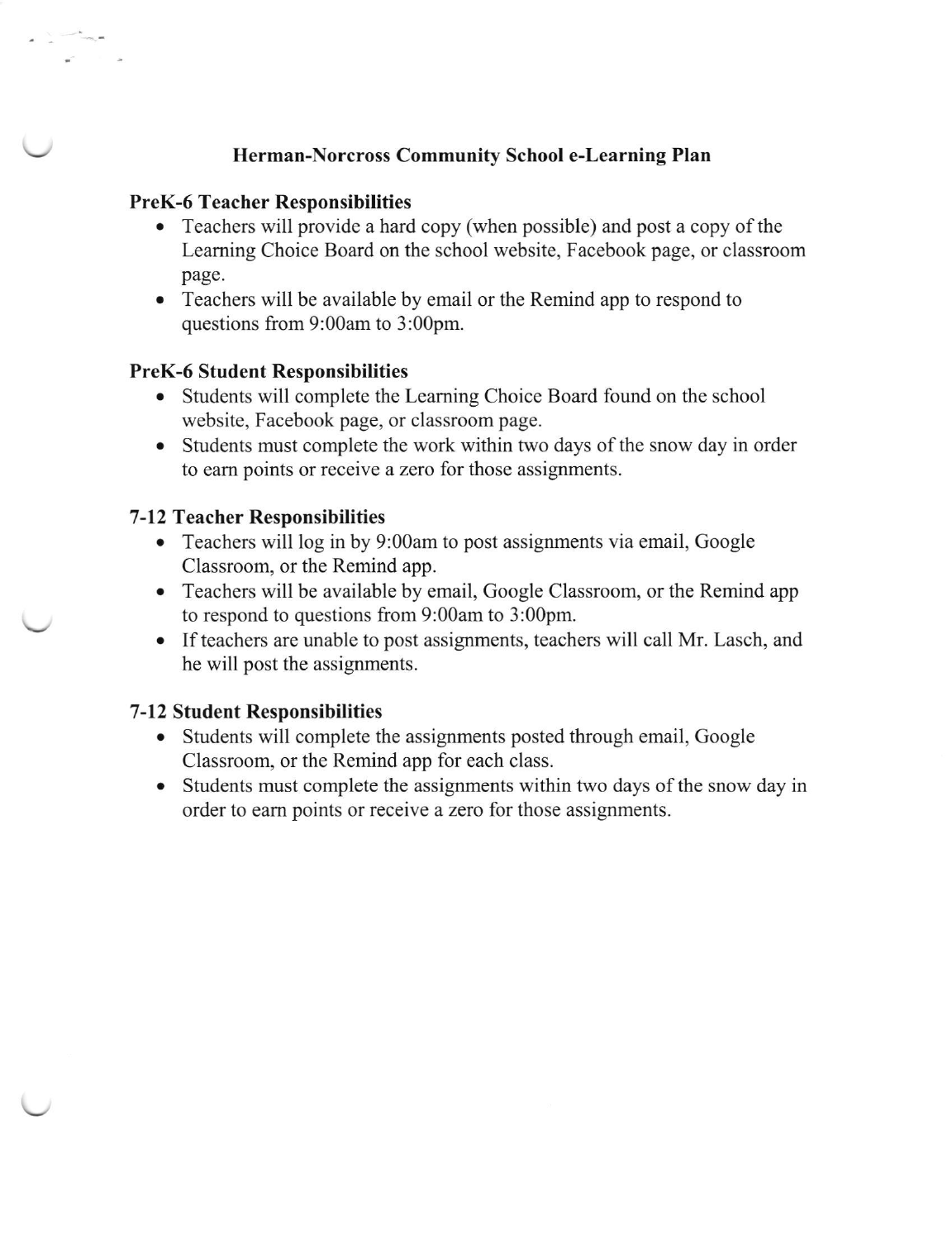# Herman-Norcross Community School e-Learning Plan

## PreK-6 Teacher Responsibilities

- Teachers will provide a hard copy (when possible) and post a copy of the Learning Choice Board on the school website, Facebook page, or classroom page.
- Teachers will be available by email or the Remind app to respond to questions from 9:00am to 3:00pm.

## PreK-6 Student Responsibilities

- Students will complete the Learning Choice Board found on the school website, Facebook page, or classroom page.
- Students must complete the work within two days of the snow day in order to earn points or receive a zero for those assignments.

## 7-12 Teacher Responsibilities

- Teachers will log in by 9:00am to post assignments via email, Google Classroom, or the Remind app.
- Teachers will be available by email, Google Classroom, or the Remind app to respond to questions from 9:00am to 3:00pm.
- If teachers are unable to post assignments, teachers will call Mr. Lasch, and he will post the assignments.

## 7-12 Student Responsibilities

- Students will complete the assignments posted through email, Google Classroom, or the Remind app for each class.
- Students must complete the assignments within two days of the snow day in order to earn points or receive a zero for those assignments.